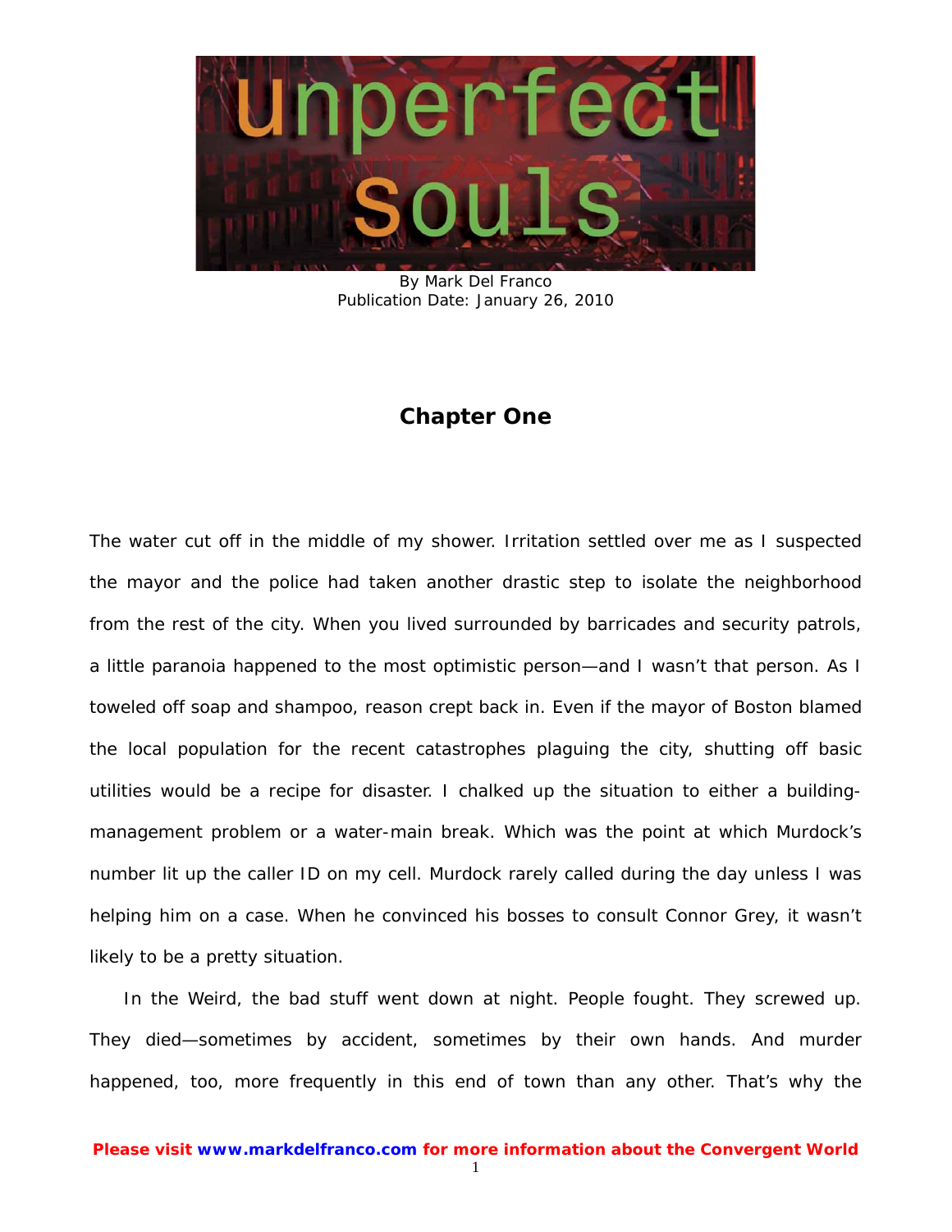# Unperfect Souls

By Mark Del Franco
Publication Date: January 26, 2010

## Chapter One

The water cut off in the middle of my shower. Irritation settled over me as I suspected the mayor and the police had taken another drastic step to isolate the neighborhood from the rest of the city. When you lived surrounded by barricades and security patrols, a little paranoia happened to the most optimistic person—and I wasn't that person. As I toweled off soap and shampoo, reason crept back in. Even if the mayor of Boston blamed the local population for the recent catastrophes plaguing the city, shutting off basic utilities would be a recipe for disaster. I chalked up the situation to either a building-management problem or a water-main break. Which was the point at which Murdock's number lit up the caller ID on my cell. Murdock rarely called during the day unless I was helping him on a case. When he convinced his bosses to consult Connor Grey, it wasn't likely to be a pretty situation.

In the Weird, the bad stuff went down at night. People fought. They screwed up. They died—sometimes by accident, sometimes by their own hands. And murder happened, too, more frequently in this end of town than any other. That's why the

**Please visit www.markdelfranco.com for more information about the Convergent World**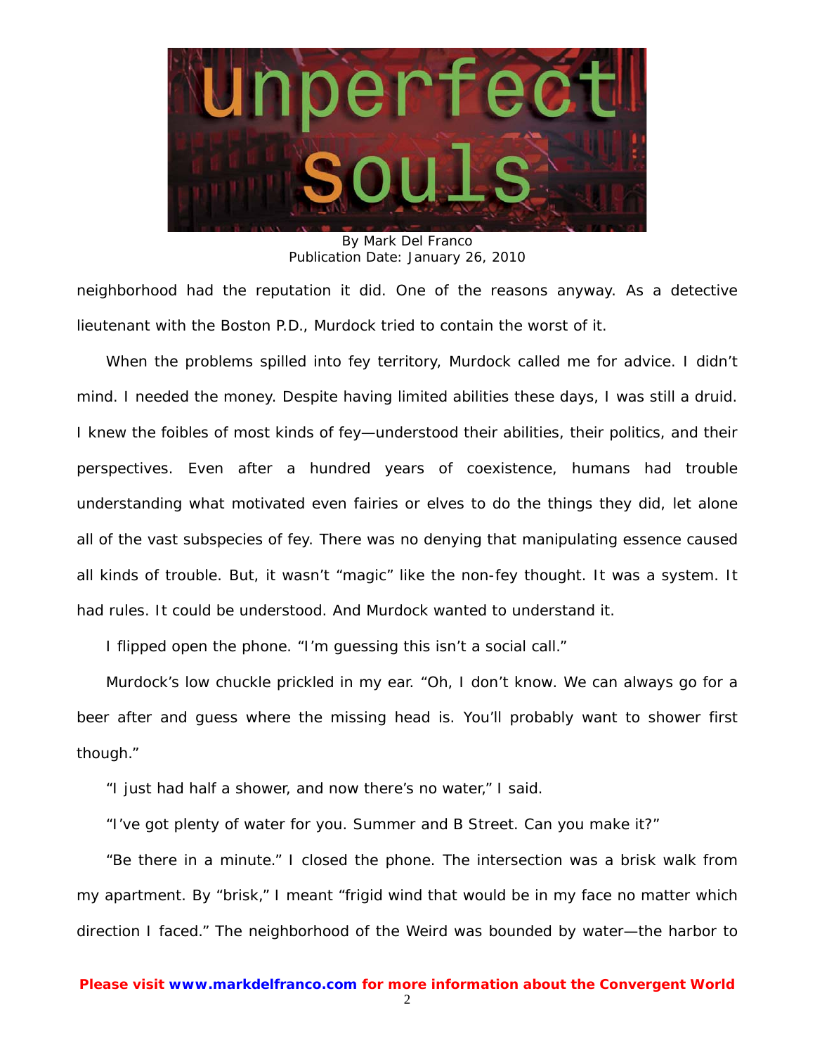neighborhood had the reputation it did. One of the reasons anyway. As a detective lieutenant with the Boston P.D., Murdock tried to contain the worst of it.

When the problems spilled into fey territory, Murdock called me for advice. I didn't mind. I needed the money. Despite having limited abilities these days, I was still a druid. I knew the foibles of most kinds of fey—understood their abilities, their politics, and their perspectives. Even after a hundred years of coexistence, humans had trouble understanding what motivated even fairies or elves to do the things they did, let alone all of the vast subspecies of fey. There was no denying that manipulating essence caused all kinds of trouble. But, it wasn't "magic" like the non-fey thought. It was a system. It had rules. It could be understood. And Murdock wanted to understand it.

I flipped open the phone. "I'm guessing this isn't a social call."

Murdock's low chuckle prickled in my ear. "Oh, I don't know. We can always go for a beer after and guess where the missing head is. You'll probably want to shower first though."

"I just had half a shower, and now there's no water," I said.

"I've got plenty of water for you. Summer and B Street. Can you make it?"

"Be there in a minute." I closed the phone. The intersection was a brisk walk from my apartment. By "brisk," I meant "frigid wind that would be in my face no matter which direction I faced." The neighborhood of the Weird was bounded by water—the harbor to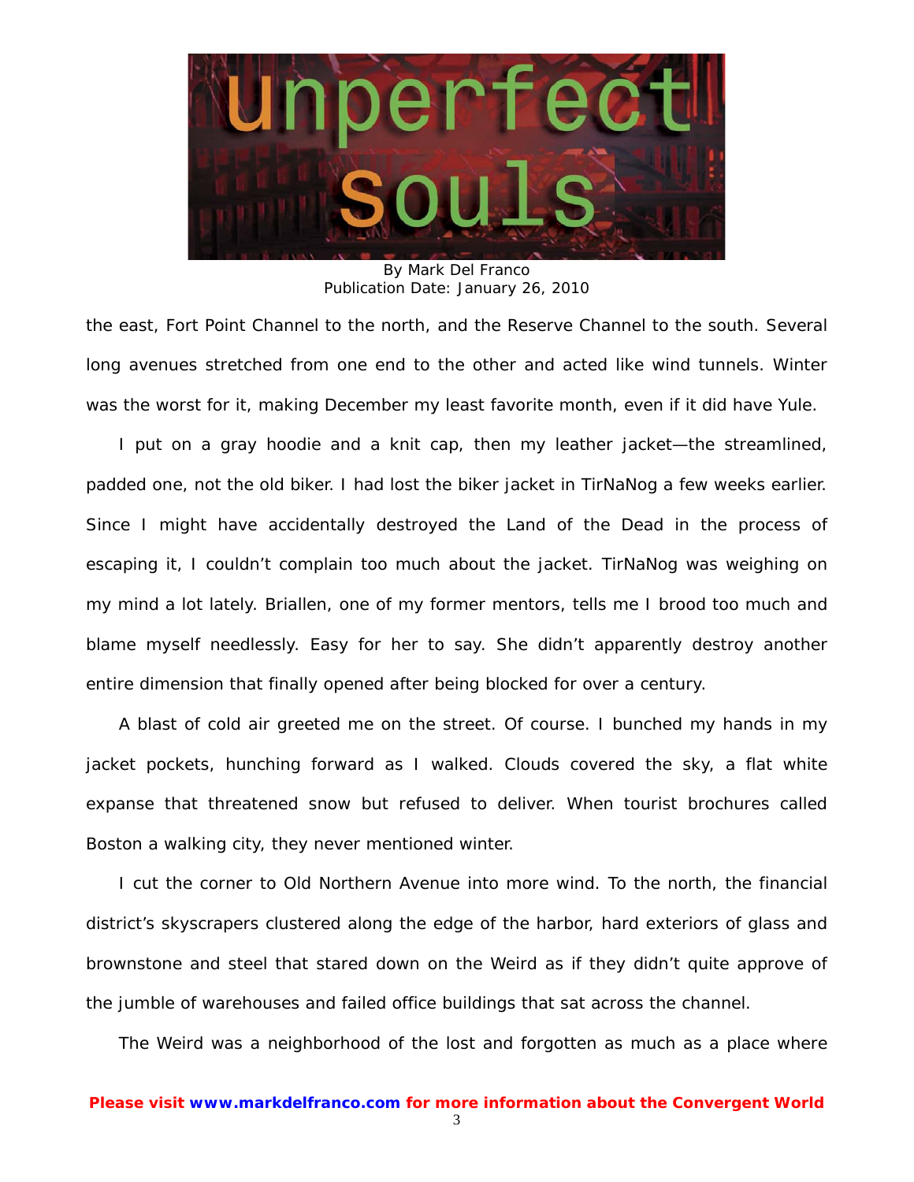the east, Fort Point Channel to the north, and the Reserve Channel to the south. Several long avenues stretched from one end to the other and acted like wind tunnels. Winter was the worst for it, making December my least favorite month, even if it did have Yule.

I put on a gray hoodie and a knit cap, then my leather jacket—the streamlined, padded one, not the old biker. I had lost the biker jacket in TirNaNog a few weeks earlier. Since I might have accidentally destroyed the Land of the Dead in the process of escaping it, I couldn't complain too much about the jacket. TirNaNog was weighing on my mind a lot lately. Briallen, one of my former mentors, tells me I brood too much and blame myself needlessly. Easy for her to say. She didn't apparently destroy another entire dimension that finally opened after being blocked for over a century.

A blast of cold air greeted me on the street. Of course. I bunched my hands in my jacket pockets, hunching forward as I walked. Clouds covered the sky, a flat white expanse that threatened snow but refused to deliver. When tourist brochures called Boston a walking city, they never mentioned winter.

I cut the corner to Old Northern Avenue into more wind. To the north, the financial district's skyscrapers clustered along the edge of the harbor, hard exteriors of glass and brownstone and steel that stared down on the Weird as if they didn't quite approve of the jumble of warehouses and failed office buildings that sat across the channel.

The Weird was a neighborhood of the lost and forgotten as much as a place where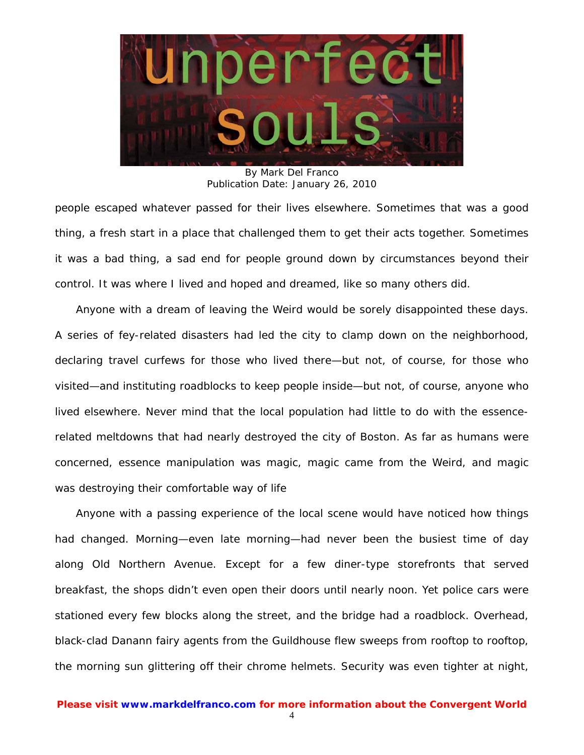By Mark Del Franco
Publication Date: January 26, 2010

people escaped whatever passed for their lives elsewhere. Sometimes that was a good thing, a fresh start in a place that challenged them to get their acts together. Sometimes it was a bad thing, a sad end for people ground down by circumstances beyond their control. It was where I lived and hoped and dreamed, like so many others did.

Anyone with a dream of leaving the Weird would be sorely disappointed these days. A series of fey-related disasters had led the city to clamp down on the neighborhood, declaring travel curfews for those who lived there—but not, of course, for those who visited—and instituting roadblocks to keep people inside—but not, of course, anyone who lived elsewhere. Never mind that the local population had little to do with the essence-related meltdowns that had nearly destroyed the city of Boston. As far as humans were concerned, essence manipulation was magic, magic came from the Weird, and magic was destroying their comfortable way of life

Anyone with a passing experience of the local scene would have noticed how things had changed. Morning—even late morning—had never been the busiest time of day along Old Northern Avenue. Except for a few diner-type storefronts that served breakfast, the shops didn't even open their doors until nearly noon. Yet police cars were stationed every few blocks along the street, and the bridge had a roadblock. Overhead, black-clad Danann fairy agents from the Guildhouse flew sweeps from rooftop to rooftop, the morning sun glittering off their chrome helmets. Security was even tighter at night,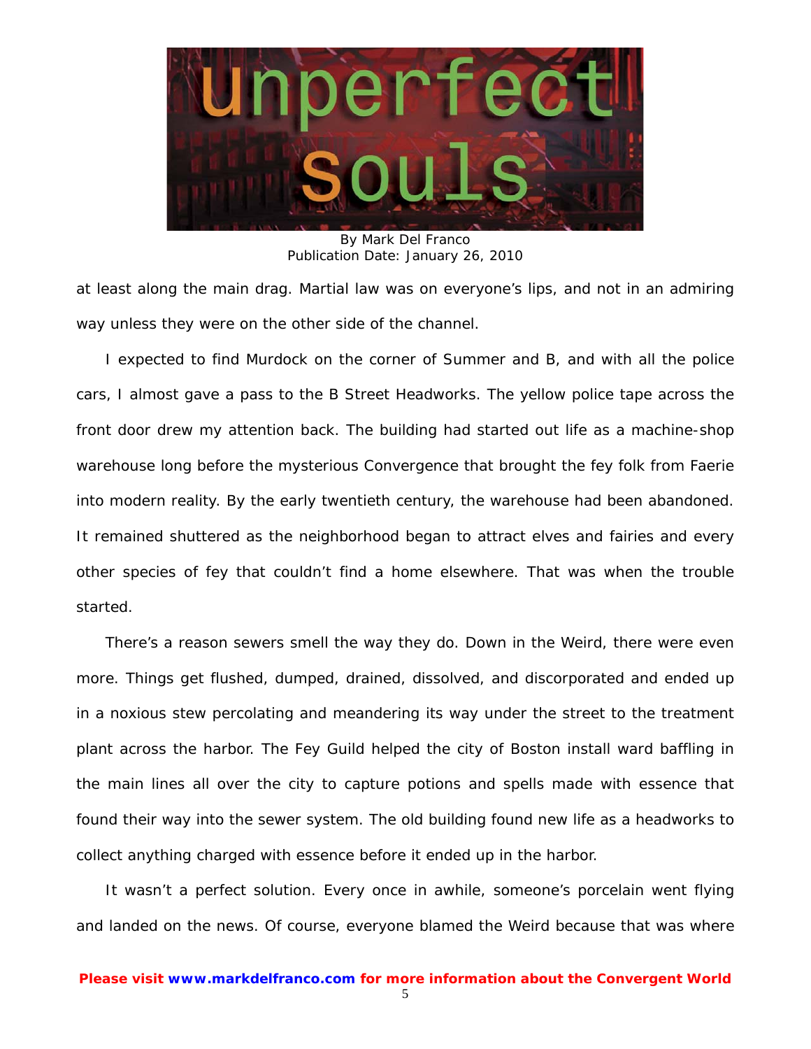at least along the main drag. Martial law was on everyone's lips, and not in an admiring way unless they were on the other side of the channel.

I expected to find Murdock on the corner of Summer and B, and with all the police cars, I almost gave a pass to the B Street Headworks. The yellow police tape across the front door drew my attention back. The building had started out life as a machine-shop warehouse long before the mysterious Convergence that brought the fey folk from Faerie into modern reality. By the early twentieth century, the warehouse had been abandoned. It remained shuttered as the neighborhood began to attract elves and fairies and every other species of fey that couldn't find a home elsewhere. That was when the trouble started.

There's a reason sewers smell the way they do. Down in the Weird, there were even more. Things get flushed, dumped, drained, dissolved, and discorporated and ended up in a noxious stew percolating and meandering its way under the street to the treatment plant across the harbor. The Fey Guild helped the city of Boston install ward baffling in the main lines all over the city to capture potions and spells made with essence that found their way into the sewer system. The old building found new life as a headworks to collect anything charged with essence before it ended up in the harbor.

It wasn't a perfect solution. Every once in awhile, someone's porcelain went flying and landed on the news. Of course, everyone blamed the Weird because that was where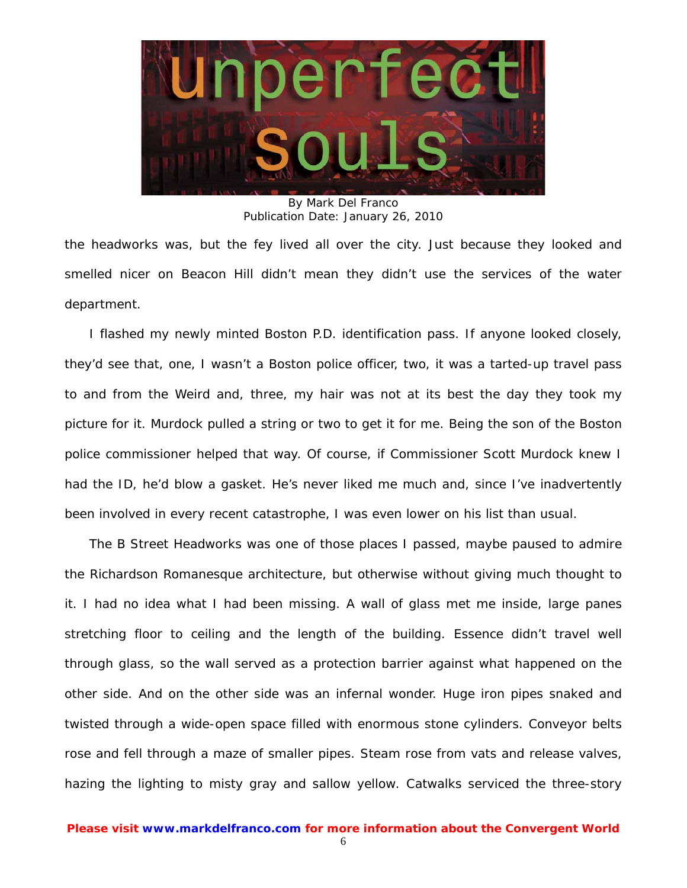the headworks was, but the fey lived all over the city. Just because they looked and smelled nicer on Beacon Hill didn't mean they didn't use the services of the water department.

I flashed my newly minted Boston P.D. identification pass. If anyone looked closely, they'd see that, one, I wasn't a Boston police officer, two, it was a tarted-up travel pass to and from the Weird and, three, my hair was not at its best the day they took my picture for it. Murdock pulled a string or two to get it for me. Being the son of the Boston police commissioner helped that way. Of course, if Commissioner Scott Murdock knew I had the ID, he'd blow a gasket. He's never liked me much and, since I've inadvertently been involved in every recent catastrophe, I was even lower on his list than usual.

The B Street Headworks was one of those places I passed, maybe paused to admire the Richardson Romanesque architecture, but otherwise without giving much thought to it. I had no idea what I had been missing. A wall of glass met me inside, large panes stretching floor to ceiling and the length of the building. Essence didn't travel well through glass, so the wall served as a protection barrier against what happened on the other side. And on the other side was an infernal wonder. Huge iron pipes snaked and twisted through a wide-open space filled with enormous stone cylinders. Conveyor belts rose and fell through a maze of smaller pipes. Steam rose from vats and release valves, hazing the lighting to misty gray and sallow yellow. Catwalks serviced the three-story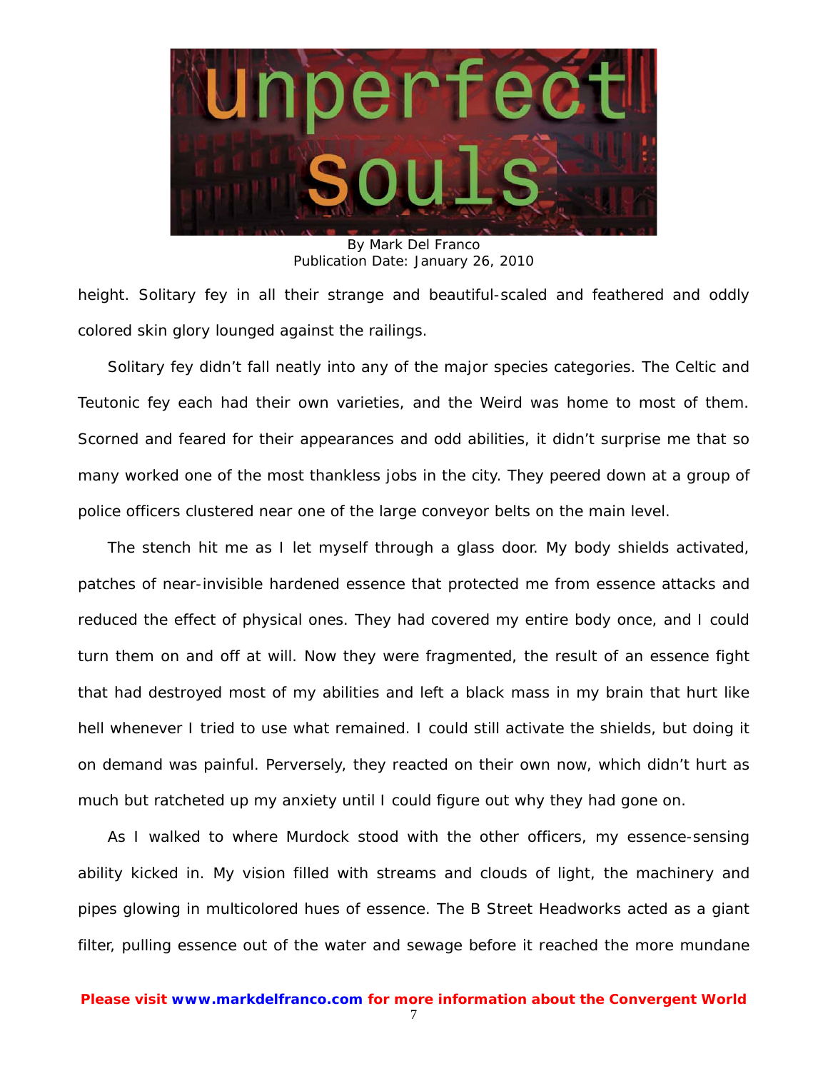height. Solitary fey in all their strange and beautiful-scaled and feathered and oddly colored skin glory lounged against the railings.

Solitary fey didn't fall neatly into any of the major species categories. The Celtic and Teutonic fey each had their own varieties, and the Weird was home to most of them. Scorned and feared for their appearances and odd abilities, it didn't surprise me that so many worked one of the most thankless jobs in the city. They peered down at a group of police officers clustered near one of the large conveyor belts on the main level.

The stench hit me as I let myself through a glass door. My body shields activated, patches of near-invisible hardened essence that protected me from essence attacks and reduced the effect of physical ones. They had covered my entire body once, and I could turn them on and off at will. Now they were fragmented, the result of an essence fight that had destroyed most of my abilities and left a black mass in my brain that hurt like hell whenever I tried to use what remained. I could still activate the shields, but doing it on demand was painful. Perversely, they reacted on their own now, which didn't hurt as much but ratcheted up my anxiety until I could figure out why they had gone on.

As I walked to where Murdock stood with the other officers, my essence-sensing ability kicked in. My vision filled with streams and clouds of light, the machinery and pipes glowing in multicolored hues of essence. The B Street Headworks acted as a giant filter, pulling essence out of the water and sewage before it reached the more mundane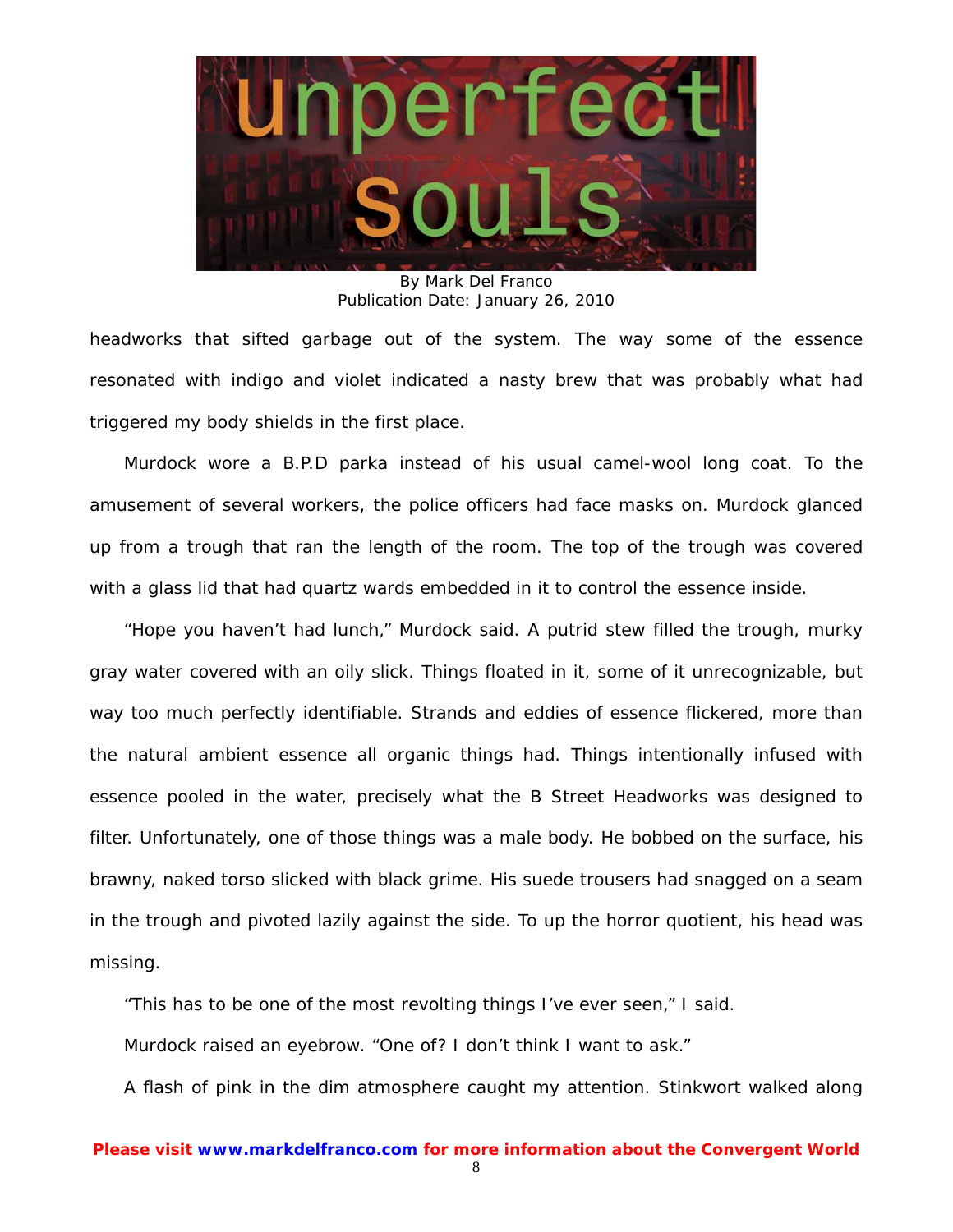headworks that sifted garbage out of the system. The way some of the essence resonated with indigo and violet indicated a nasty brew that was probably what had triggered my body shields in the first place.

Murdock wore a B.P.D parka instead of his usual camel-wool long coat. To the amusement of several workers, the police officers had face masks on. Murdock glanced up from a trough that ran the length of the room. The top of the trough was covered with a glass lid that had quartz wards embedded in it to control the essence inside.

"Hope you haven't had lunch," Murdock said. A putrid stew filled the trough, murky gray water covered with an oily slick. Things floated in it, some of it unrecognizable, but way too much perfectly identifiable. Strands and eddies of essence flickered, more than the natural ambient essence all organic things had. Things intentionally infused with essence pooled in the water, precisely what the B Street Headworks was designed to filter. Unfortunately, one of those things was a male body. He bobbed on the surface, his brawny, naked torso slicked with black grime. His suede trousers had snagged on a seam in the trough and pivoted lazily against the side. To up the horror quotient, his head was missing.

"This has to be one of the most revolting things I've ever seen," I said.

Murdock raised an eyebrow. "One of? I don't think I want to ask."

A flash of pink in the dim atmosphere caught my attention. Stinkwort walked along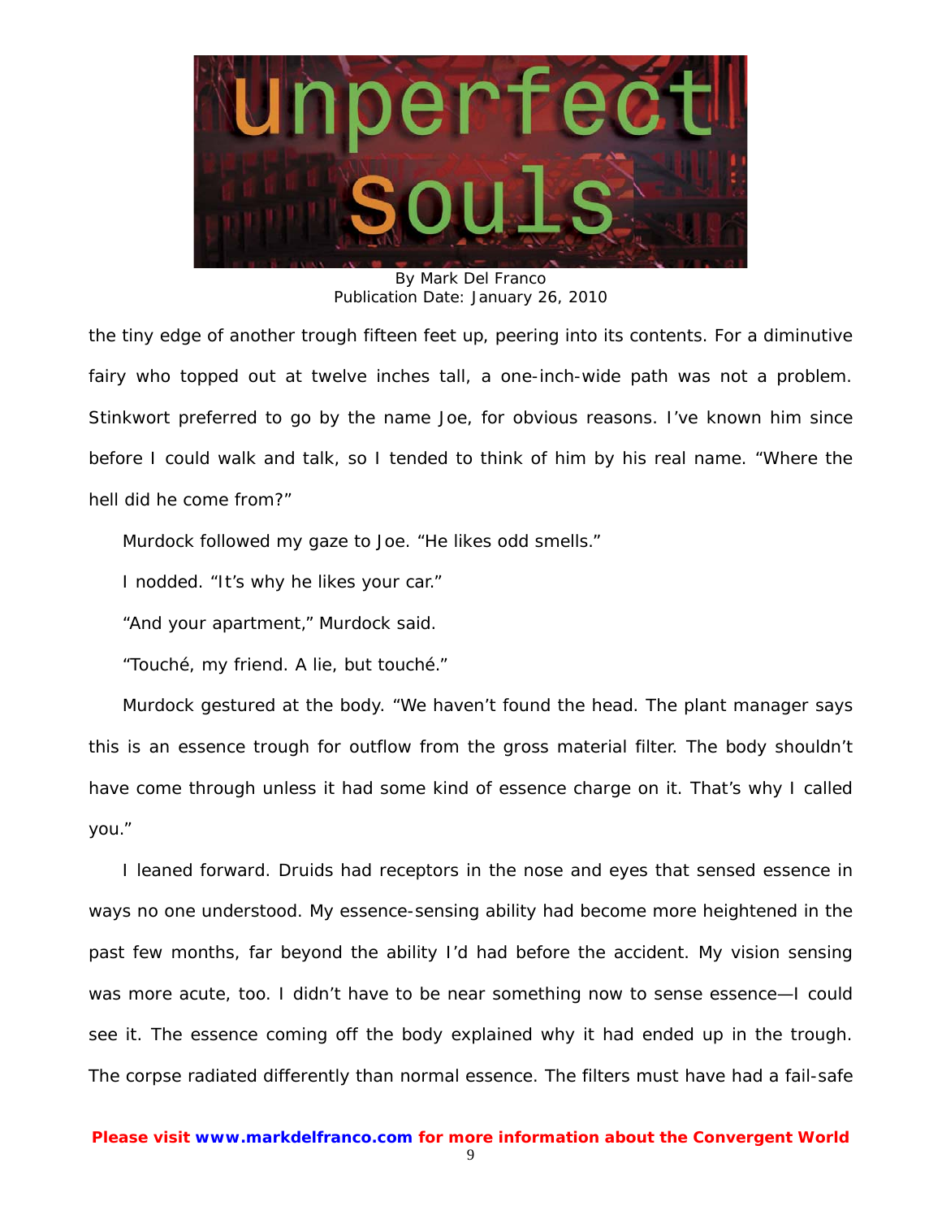the tiny edge of another trough fifteen feet up, peering into its contents. For a diminutive fairy who topped out at twelve inches tall, a one-inch-wide path was not a problem. Stinkwort preferred to go by the name Joe, for obvious reasons. I've known him since before I could walk and talk, so I tended to think of him by his real name. "Where the hell did he come from?"

Murdock followed my gaze to Joe. "He likes odd smells."

I nodded. "It's why he likes your car."

"And your apartment," Murdock said.

"Touché, my friend. A lie, but touché."

Murdock gestured at the body. "We haven't found the head. The plant manager says this is an essence trough for outflow from the gross material filter. The body shouldn't have come through unless it had some kind of essence charge on it. That's why I called you."

I leaned forward. Druids had receptors in the nose and eyes that sensed essence in ways no one understood. My essence-sensing ability had become more heightened in the past few months, far beyond the ability I'd had before the accident. My vision sensing was more acute, too. I didn't have to be near something now to sense essence—I could see it. The essence coming off the body explained why it had ended up in the trough. The corpse radiated differently than normal essence. The filters must have had a fail-safe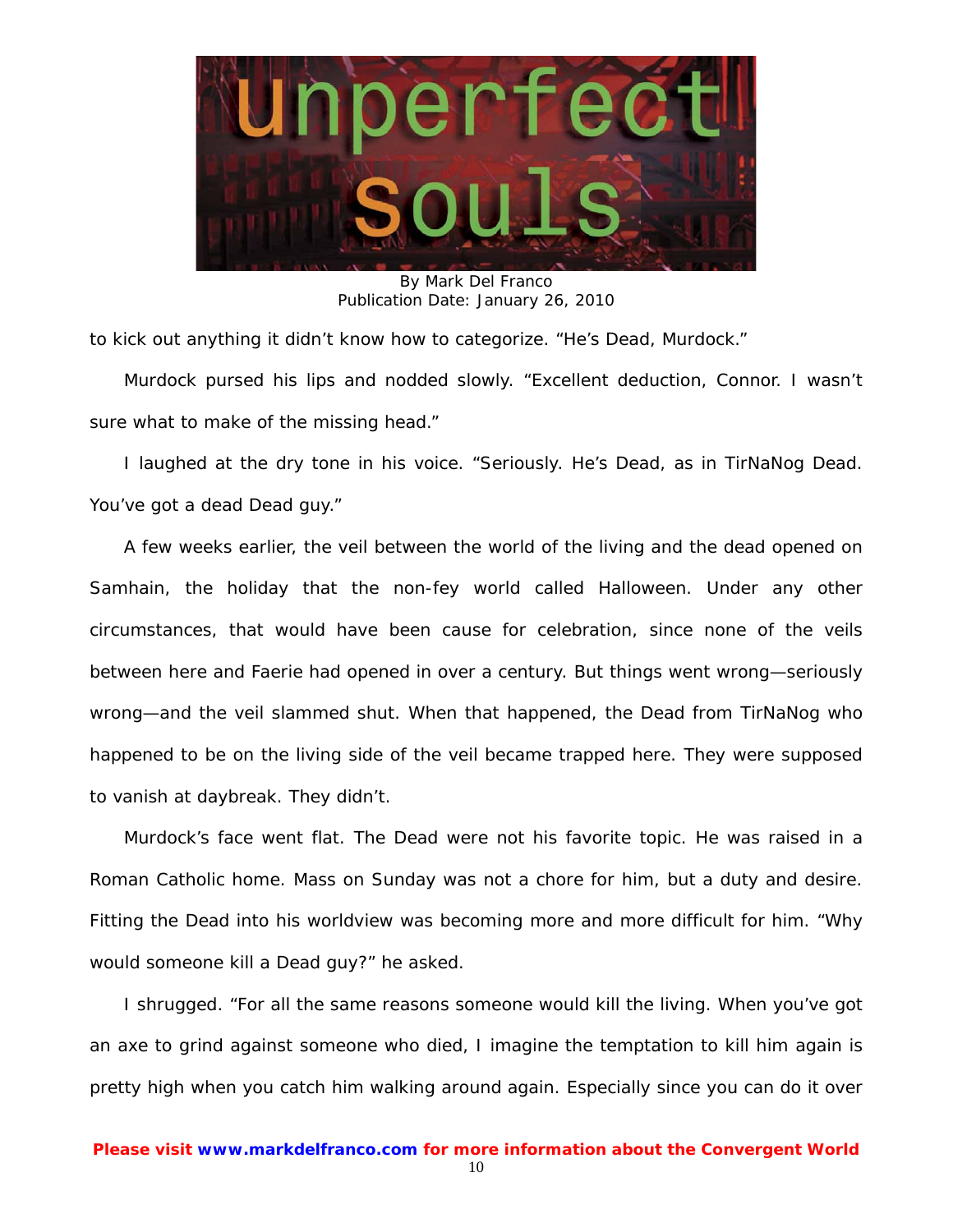to kick out anything it didn't know how to categorize. "He's Dead, Murdock."

Murdock pursed his lips and nodded slowly. "Excellent deduction, Connor. I wasn't sure what to make of the missing head."

I laughed at the dry tone in his voice. "Seriously. He's Dead, as in TirNaNog Dead. You've got a dead Dead guy."

A few weeks earlier, the veil between the world of the living and the dead opened on Samhain, the holiday that the non-fey world called Halloween. Under any other circumstances, that would have been cause for celebration, since none of the veils between here and Faerie had opened in over a century. But things went wrong—seriously wrong—and the veil slammed shut. When that happened, the Dead from TirNaNog who happened to be on the living side of the veil became trapped here. They were supposed to vanish at daybreak. They didn't.

Murdock's face went flat. The Dead were not his favorite topic. He was raised in a Roman Catholic home. Mass on Sunday was not a chore for him, but a duty and desire. Fitting the Dead into his worldview was becoming more and more difficult for him. "Why would someone kill a Dead guy?" he asked.

I shrugged. "For all the same reasons someone would kill the living. When you've got an axe to grind against someone who died, I imagine the temptation to kill him again is pretty high when you catch him walking around again. Especially since you can do it over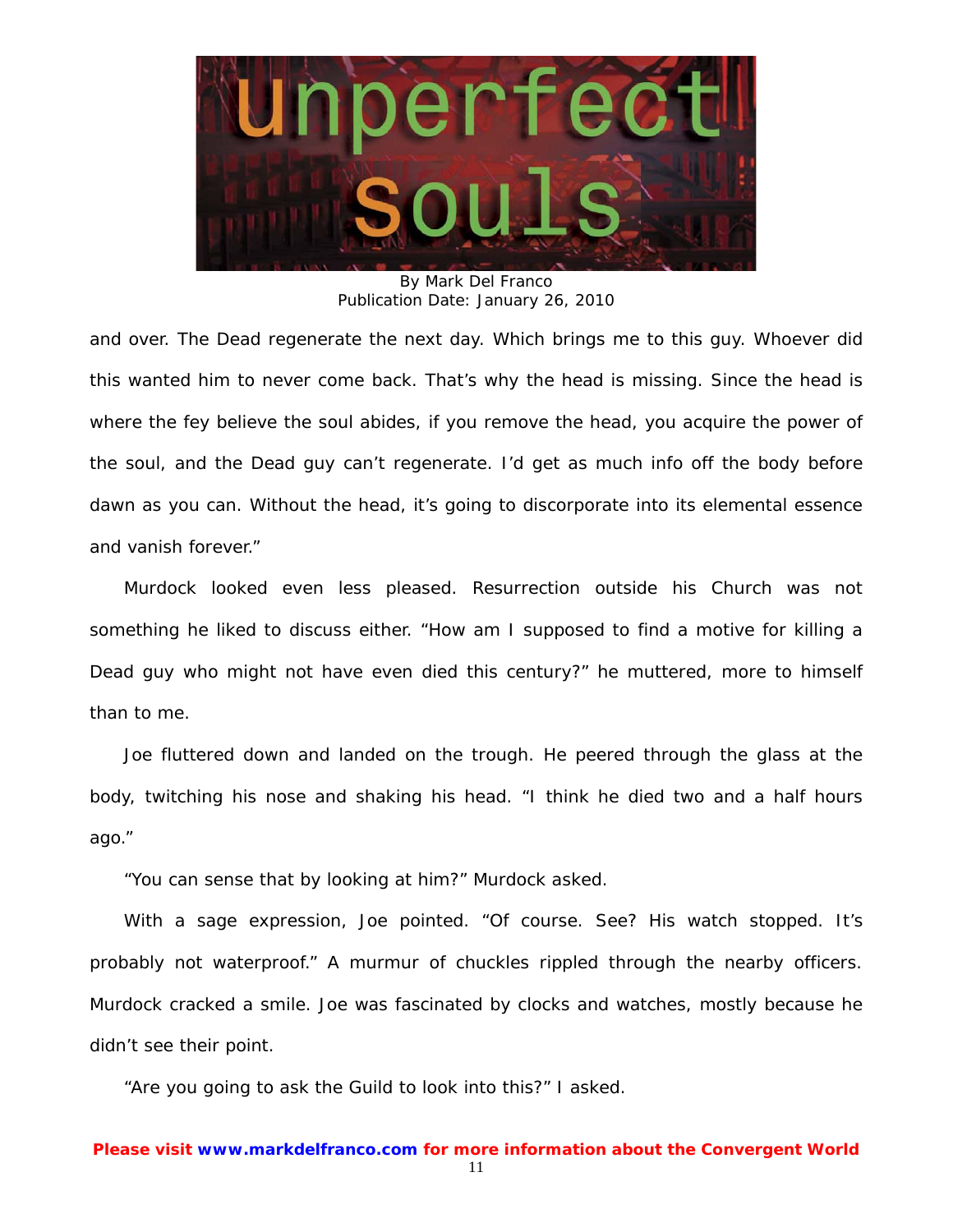and over. The Dead regenerate the next day. Which brings me to this guy. Whoever did this wanted him to never come back. That's why the head is missing. Since the head is where the fey believe the soul abides, if you remove the head, you acquire the power of the soul, and the Dead guy can't regenerate. I'd get as much info off the body before dawn as you can. Without the head, it's going to discorporate into its elemental essence and vanish forever."

Murdock looked even less pleased. Resurrection outside his Church was not something he liked to discuss either. "How am I supposed to find a motive for killing a Dead guy who might not have even died this century?" he muttered, more to himself than to me.

Joe fluttered down and landed on the trough. He peered through the glass at the body, twitching his nose and shaking his head. "I think he died two and a half hours ago."

"You can sense that by looking at him?" Murdock asked.

With a sage expression, Joe pointed. "Of course. See? His watch stopped. It's probably not waterproof." A murmur of chuckles rippled through the nearby officers. Murdock cracked a smile. Joe was fascinated by clocks and watches, mostly because he didn't see their point.

"Are you going to ask the Guild to look into this?" I asked.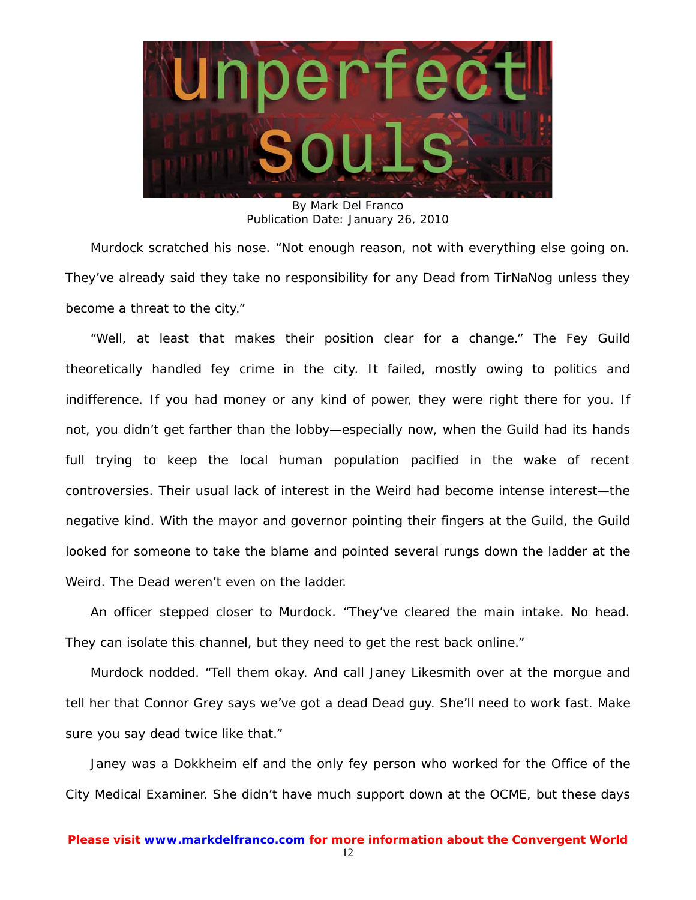By Mark Del Franco
Publication Date: January 26, 2010

Murdock scratched his nose. "Not enough reason, not with everything else going on. They've already said they take no responsibility for any Dead from TirNaNog unless they become a threat to the city."

"Well, at least that makes their position clear for a change." The Fey Guild theoretically handled fey crime in the city. It failed, mostly owing to politics and indifference. If you had money or any kind of power, they were right there for you. If not, you didn't get farther than the lobby—especially now, when the Guild had its hands full trying to keep the local human population pacified in the wake of recent controversies. Their usual lack of interest in the Weird had become intense interest—the negative kind. With the mayor and governor pointing their fingers at the Guild, the Guild looked for someone to take the blame and pointed several rungs down the ladder at the Weird. The Dead weren't even on the ladder.

An officer stepped closer to Murdock. "They've cleared the main intake. No head. They can isolate this channel, but they need to get the rest back online."

Murdock nodded. "Tell them okay. And call Janey Likesmith over at the morgue and tell her that Connor Grey says we've got a dead Dead guy. She'll need to work fast. Make sure you say dead twice like that."

Janey was a Dokkheim elf and the only fey person who worked for the Office of the City Medical Examiner. She didn't have much support down at the OCME, but these days

**Please visit www.markdelfranco.com for more information about the Convergent World**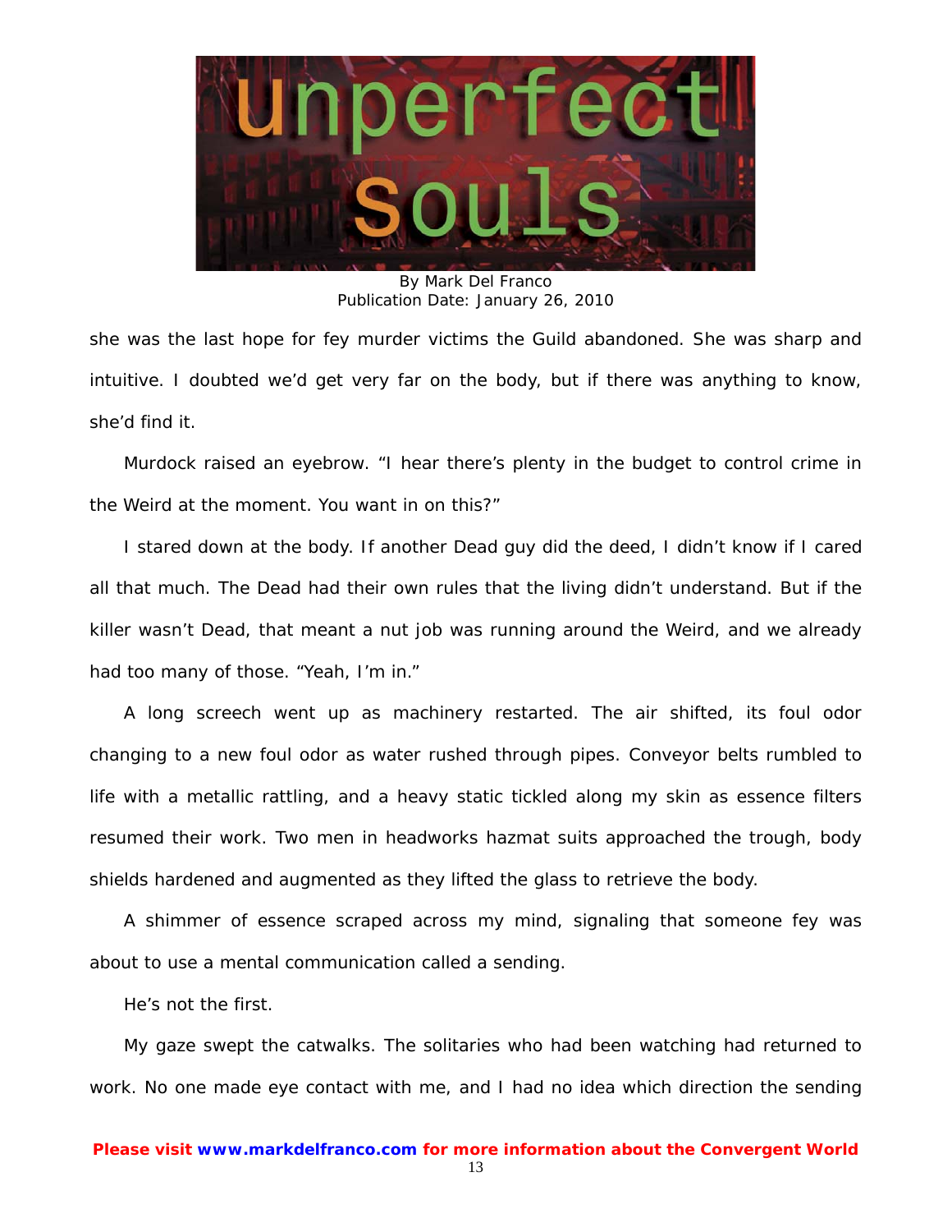she was the last hope for fey murder victims the Guild abandoned. She was sharp and intuitive. I doubted we'd get very far on the body, but if there was anything to know, she'd find it.

Murdock raised an eyebrow. "I hear there's plenty in the budget to control crime in the Weird at the moment. You want in on this?"

I stared down at the body. If another Dead guy did the deed, I didn't know if I cared all that much. The Dead had their own rules that the living didn't understand. But if the killer wasn't Dead, that meant a nut job was running around the Weird, and we already had too many of those. "Yeah, I'm in."

A long screech went up as machinery restarted. The air shifted, its foul odor changing to a new foul odor as water rushed through pipes. Conveyor belts rumbled to life with a metallic rattling, and a heavy static tickled along my skin as essence filters resumed their work. Two men in headworks hazmat suits approached the trough, body shields hardened and augmented as they lifted the glass to retrieve the body.

A shimmer of essence scraped across my mind, signaling that someone fey was about to use a mental communication called a sending.

*He's not the first.*

My gaze swept the catwalks. The solitaries who had been watching had returned to work. No one made eye contact with me, and I had no idea which direction the sending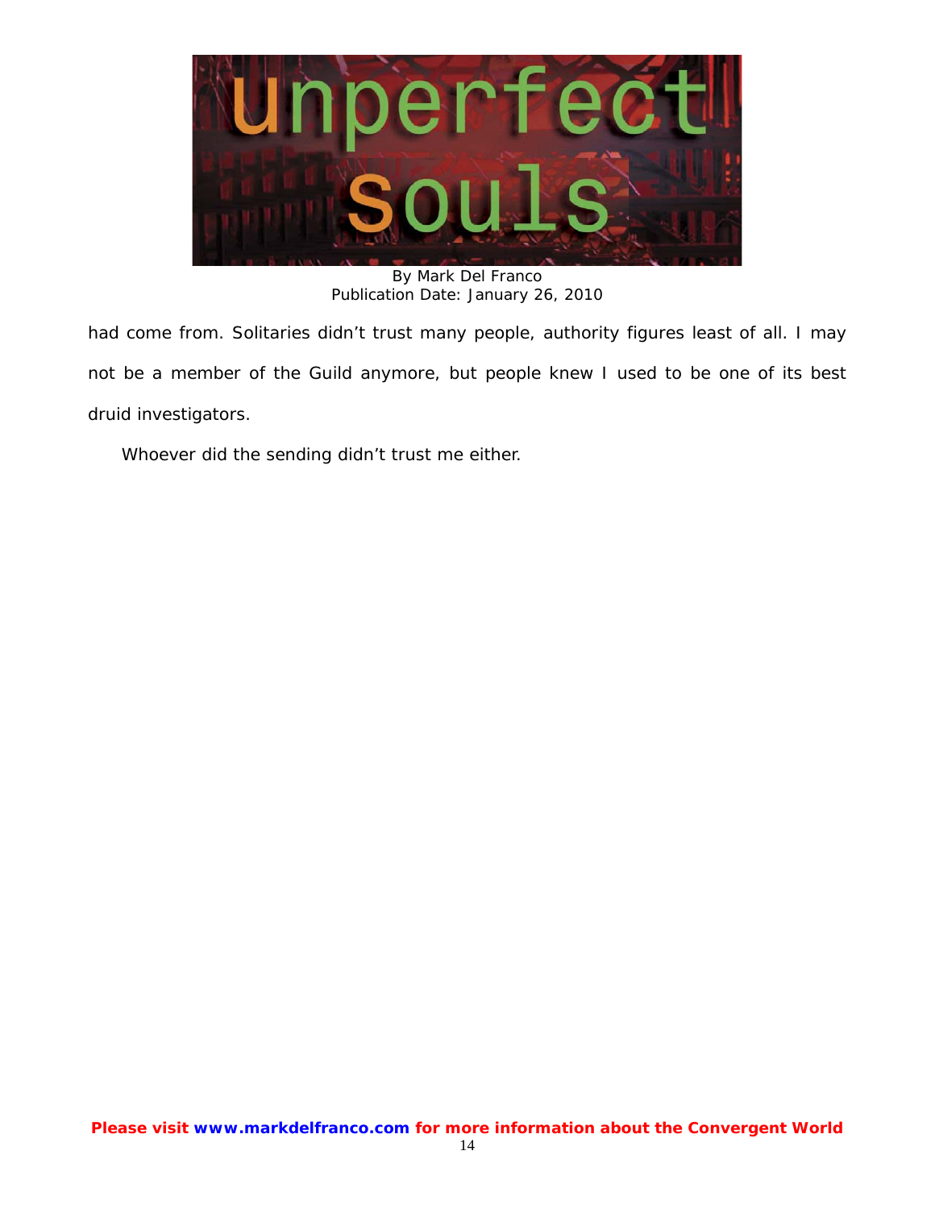had come from. Solitaries didn't trust many people, authority figures least of all. I may not be a member of the Guild anymore, but people knew I used to be one of its best druid investigators.

Whoever did the sending didn't trust me either.